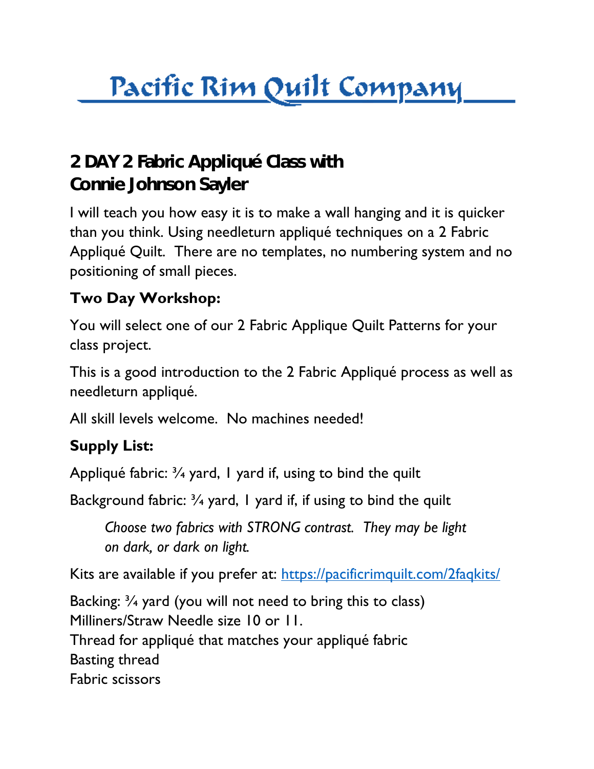# Pacific Rim Quilt Company

## 2 DAY 2 Fabric Appliqué Class with Connie Johnson Sayler

I will teach you how easy it is to make a wall hanging and it is quicker than you think. Using needleturn appliqué techniques on a 2 Fabric Appliqué Quilt. There are no templates, no numbering system and no positioning of small pieces.

**Two Day Workshop:**

You will select one of our 2 Fabric Applique Quilt Patterns for your class project.

This is a good introduction to the 2 Fabric Appliqué process as well as needleturn appliqué.

All skill levels welcome. No machines needed!

**Supply List:**

Appliqué fabric: ¾ yard, 1 yard if, using to bind the quilt

Background fabric: ¾ yard, 1 yard if, if using to bind the quilt

> *Choose two fabrics with STRONG contrast. They may be light on dark, or dark on light.*

Kits are available if you prefer at: [https://pacificrimquilt.com/2faqkits/](https://pacificrimquilt.com/2faqkits/)

Backing: ¾ yard (you will not need to bring this to class)
Milliners/Straw Needle size 10 or 11.
Thread for appliqué that matches your appliqué fabric
Basting thread
Fabric scissors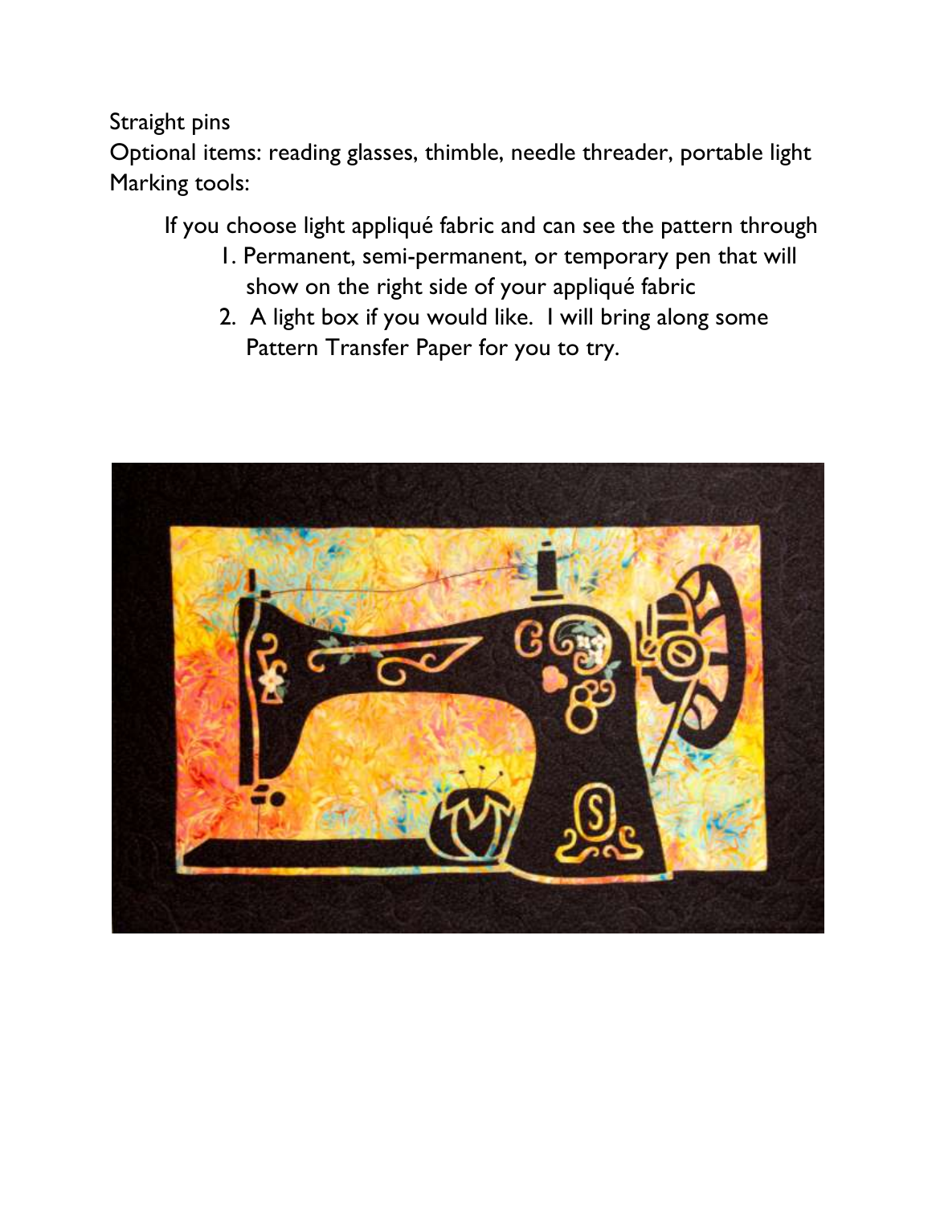Straight pins

Optional items: reading glasses, thimble, needle threader, portable light

Marking tools:

If you choose light appliqué fabric and can see the pattern through

1. Permanent, semi-permanent, or temporary pen that will show on the right side of your appliqué fabric
2. A light box if you would like. I will bring along some Pattern Transfer Paper for you to try.